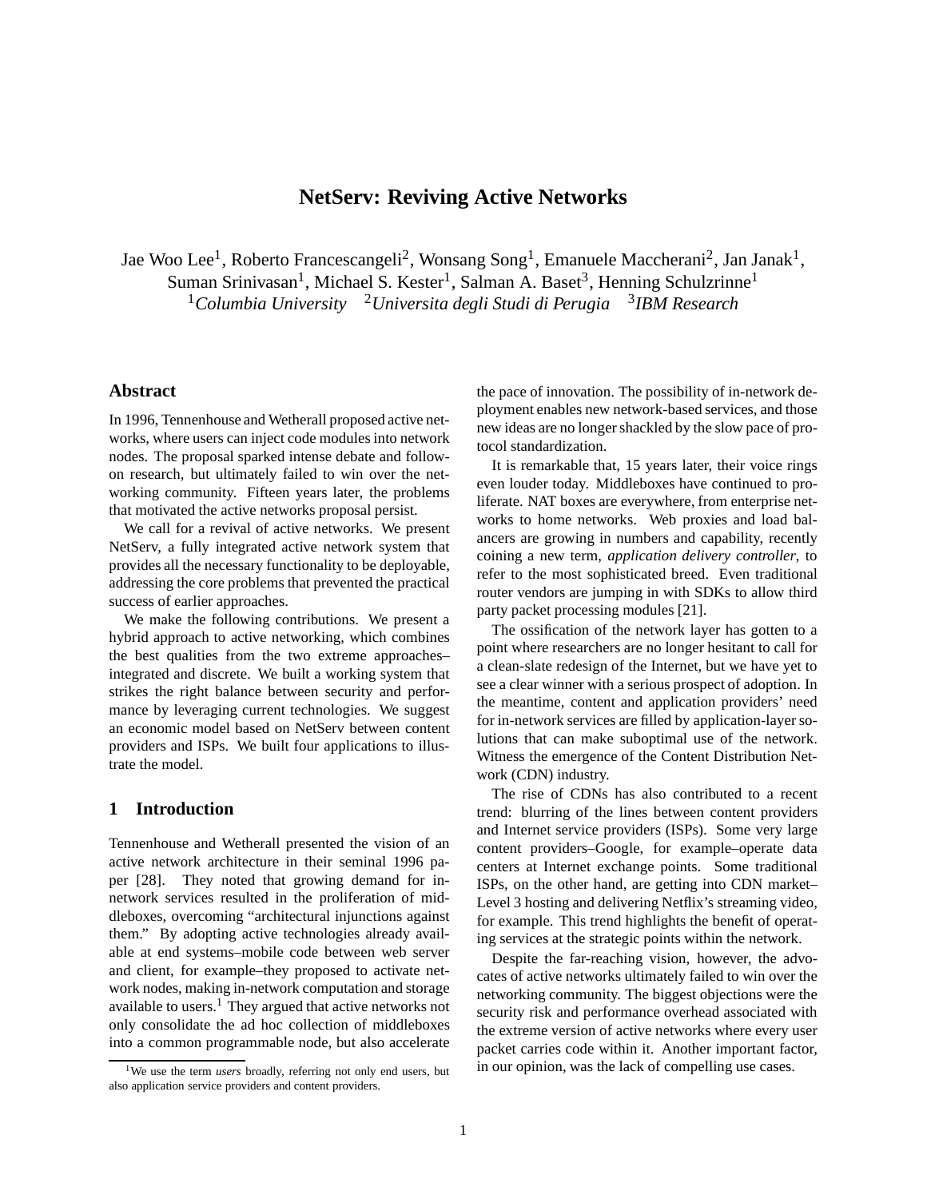# NetServ: Reviving Active Networks

Jae Woo Lee[1], Roberto Francescangeli[2], Wonsang Song[1], Emanuele Maccherani[2], Jan Janak[1], Suman Srinivasan[1], Michael S. Kester[1], Salman A. Baset[3], Henning Schulzrinne[1]

[1]*Columbia University* [2]*Universita degli Studi di Perugia* [3]*IBM Research*

## Abstract

In 1996, Tennenhouse and Wetherall proposed active networks, where users can inject code modules into network nodes. The proposal sparked intense debate and follow-on research, but ultimately failed to win over the networking community. Fifteen years later, the problems that motivated the active networks proposal persist.

We call for a revival of active networks. We present NetServ, a fully integrated active network system that provides all the necessary functionality to be deployable, addressing the core problems that prevented the practical success of earlier approaches.

We make the following contributions. We present a hybrid approach to active networking, which combines the best qualities from the two extreme approaches– integrated and discrete. We built a working system that strikes the right balance between security and performance by leveraging current technologies. We suggest an economic model based on NetServ between content providers and ISPs. We built four applications to illustrate the model.

## 1 Introduction

Tennenhouse and Wetherall presented the vision of an active network architecture in their seminal 1996 paper [28]. They noted that growing demand for in-network services resulted in the proliferation of middleboxes, overcoming "architectural injunctions against them." By adopting active technologies already available at end systems–mobile code between web server and client, for example–they proposed to activate network nodes, making in-network computation and storage available to users.[1] They argued that active networks not only consolidate the ad hoc collection of middleboxes into a common programmable node, but also accelerate the pace of innovation. The possibility of in-network deployment enables new network-based services, and those new ideas are no longer shackled by the slow pace of protocol standardization.

It is remarkable that, 15 years later, their voice rings even louder today. Middleboxes have continued to proliferate. NAT boxes are everywhere, from enterprise networks to home networks. Web proxies and load balancers are growing in numbers and capability, recently coining a new term, *application delivery controller*, to refer to the most sophisticated breed. Even traditional router vendors are jumping in with SDKs to allow third party packet processing modules [21].

The ossification of the network layer has gotten to a point where researchers are no longer hesitant to call for a clean-slate redesign of the Internet, but we have yet to see a clear winner with a serious prospect of adoption. In the meantime, content and application providers' need for in-network services are filled by application-layer solutions that can make suboptimal use of the network. Witness the emergence of the Content Distribution Network (CDN) industry.

The rise of CDNs has also contributed to a recent trend: blurring of the lines between content providers and Internet service providers (ISPs). Some very large content providers–Google, for example–operate data centers at Internet exchange points. Some traditional ISPs, on the other hand, are getting into CDN market– Level 3 hosting and delivering Netflix's streaming video, for example. This trend highlights the benefit of operating services at the strategic points within the network.

Despite the far-reaching vision, however, the advocates of active networks ultimately failed to win over the networking community. The biggest objections were the security risk and performance overhead associated with the extreme version of active networks where every user packet carries code within it. Another important factor, in our opinion, was the lack of compelling use cases.

[1] We use the term *users* broadly, referring not only end users, but also application service providers and content providers.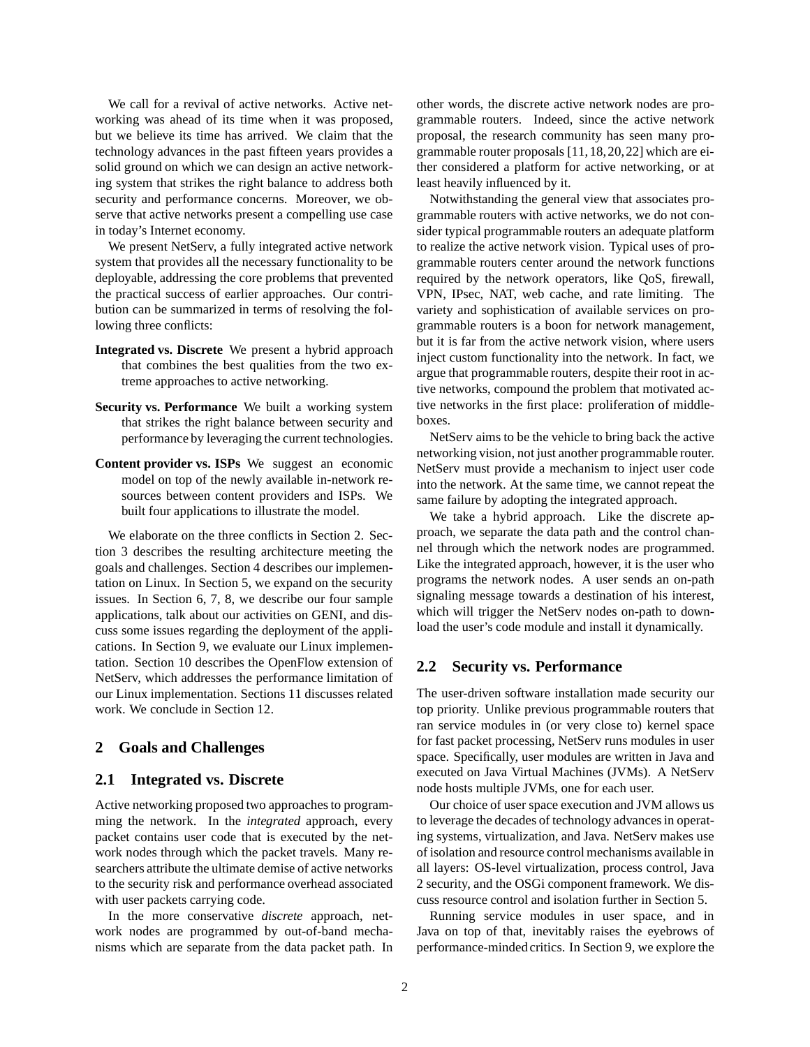We call for a revival of active networks. Active networking was ahead of its time when it was proposed, but we believe its time has arrived. We claim that the technology advances in the past fifteen years provides a solid ground on which we can design an active networking system that strikes the right balance to address both security and performance concerns. Moreover, we observe that active networks present a compelling use case in today's Internet economy.

We present NetServ, a fully integrated active network system that provides all the necessary functionality to be deployable, addressing the core problems that prevented the practical success of earlier approaches. Our contribution can be summarized in terms of resolving the following three conflicts:

**Integrated vs. Discrete** We present a hybrid approach that combines the best qualities from the two extreme approaches to active networking.

**Security vs. Performance** We built a working system that strikes the right balance between security and performance by leveraging the current technologies.

**Content provider vs. ISPs** We suggest an economic model on top of the newly available in-network resources between content providers and ISPs. We built four applications to illustrate the model.

We elaborate on the three conflicts in Section 2. Section 3 describes the resulting architecture meeting the goals and challenges. Section 4 describes our implementation on Linux. In Section 5, we expand on the security issues. In Section 6, 7, 8, we describe our four sample applications, talk about our activities on GENI, and discuss some issues regarding the deployment of the applications. In Section 9, we evaluate our Linux implementation. Section 10 describes the OpenFlow extension of NetServ, which addresses the performance limitation of our Linux implementation. Sections 11 discusses related work. We conclude in Section 12.

## 2 Goals and Challenges

### 2.1 Integrated vs. Discrete

Active networking proposed two approaches to programming the network. In the *integrated* approach, every packet contains user code that is executed by the network nodes through which the packet travels. Many researchers attribute the ultimate demise of active networks to the security risk and performance overhead associated with user packets carrying code.

In the more conservative *discrete* approach, network nodes are programmed by out-of-band mechanisms which are separate from the data packet path. In other words, the discrete active network nodes are programmable routers. Indeed, since the active network proposal, the research community has seen many programmable router proposals [11, 18, 20, 22] which are either considered a platform for active networking, or at least heavily influenced by it.

Notwithstanding the general view that associates programmable routers with active networks, we do not consider typical programmable routers an adequate platform to realize the active network vision. Typical uses of programmable routers center around the network functions required by the network operators, like QoS, firewall, VPN, IPsec, NAT, web cache, and rate limiting. The variety and sophistication of available services on programmable routers is a boon for network management, but it is far from the active network vision, where users inject custom functionality into the network. In fact, we argue that programmable routers, despite their root in active networks, compound the problem that motivated active networks in the first place: proliferation of middleboxes.

NetServ aims to be the vehicle to bring back the active networking vision, not just another programmable router. NetServ must provide a mechanism to inject user code into the network. At the same time, we cannot repeat the same failure by adopting the integrated approach.

We take a hybrid approach. Like the discrete approach, we separate the data path and the control channel through which the network nodes are programmed. Like the integrated approach, however, it is the user who programs the network nodes. A user sends an on-path signaling message towards a destination of his interest, which will trigger the NetServ nodes on-path to download the user's code module and install it dynamically.

### 2.2 Security vs. Performance

The user-driven software installation made security our top priority. Unlike previous programmable routers that ran service modules in (or very close to) kernel space for fast packet processing, NetServ runs modules in user space. Specifically, user modules are written in Java and executed on Java Virtual Machines (JVMs). A NetServ node hosts multiple JVMs, one for each user.

Our choice of user space execution and JVM allows us to leverage the decades of technology advances in operating systems, virtualization, and Java. NetServ makes use of isolation and resource control mechanisms available in all layers: OS-level virtualization, process control, Java 2 security, and the OSGi component framework. We discuss resource control and isolation further in Section 5.

Running service modules in user space, and in Java on top of that, inevitably raises the eyebrows of performance-minded critics. In Section 9, we explore the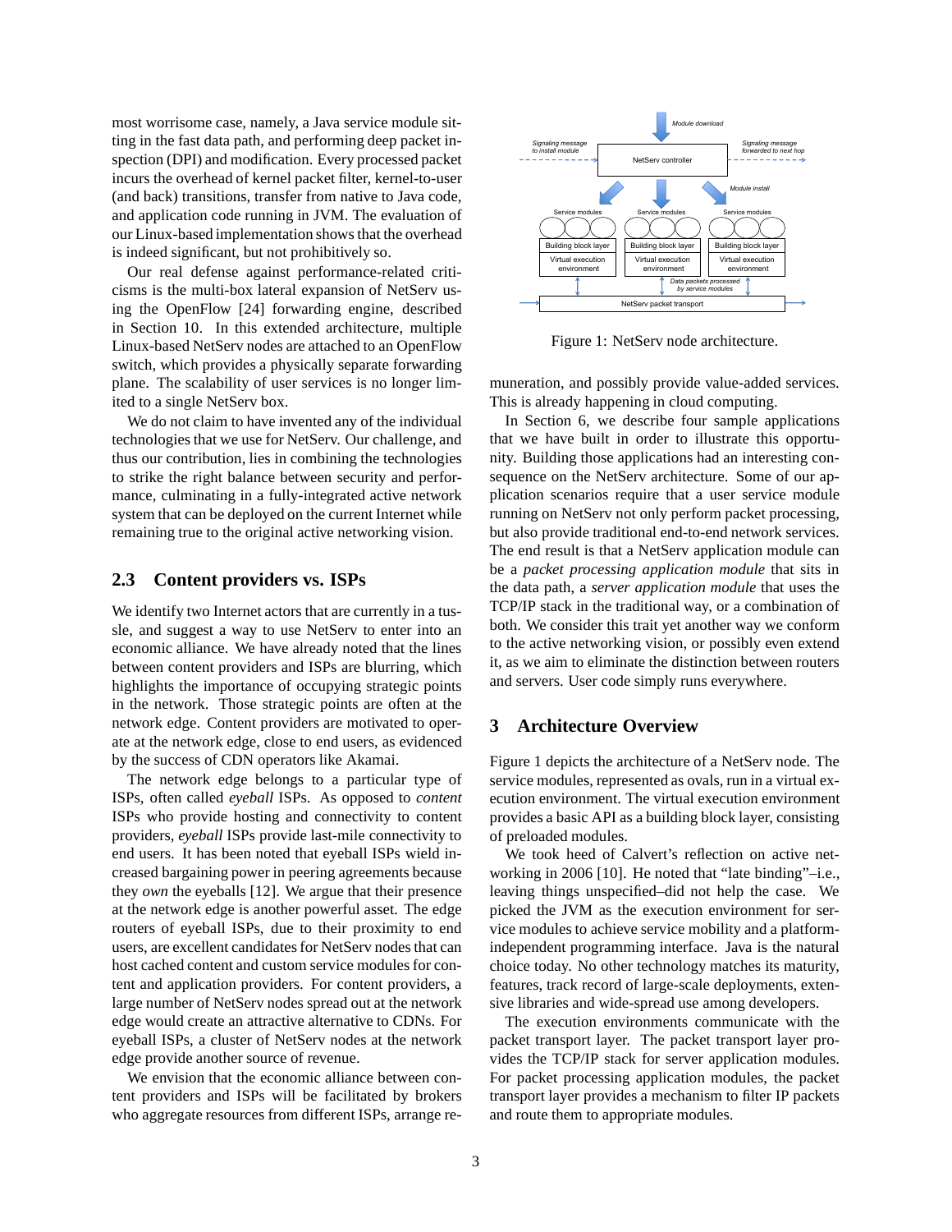most worrisome case, namely, a Java service module sitting in the fast data path, and performing deep packet inspection (DPI) and modification. Every processed packet incurs the overhead of kernel packet filter, kernel-to-user (and back) transitions, transfer from native to Java code, and application code running in JVM. The evaluation of our Linux-based implementation shows that the overhead is indeed significant, but not prohibitively so.

Our real defense against performance-related criticisms is the multi-box lateral expansion of NetServ using the OpenFlow [24] forwarding engine, described in Section 10. In this extended architecture, multiple Linux-based NetServ nodes are attached to an OpenFlow switch, which provides a physically separate forwarding plane. The scalability of user services is no longer limited to a single NetServ box.

We do not claim to have invented any of the individual technologies that we use for NetServ. Our challenge, and thus our contribution, lies in combining the technologies to strike the right balance between security and performance, culminating in a fully-integrated active network system that can be deployed on the current Internet while remaining true to the original active networking vision.

## 2.3 Content providers vs. ISPs

We identify two Internet actors that are currently in a tussle, and suggest a way to use NetServ to enter into an economic alliance. We have already noted that the lines between content providers and ISPs are blurring, which highlights the importance of occupying strategic points in the network. Those strategic points are often at the network edge. Content providers are motivated to operate at the network edge, close to end users, as evidenced by the success of CDN operators like Akamai.

The network edge belongs to a particular type of ISPs, often called *eyeball* ISPs. As opposed to *content* ISPs who provide hosting and connectivity to content providers, *eyeball* ISPs provide last-mile connectivity to end users. It has been noted that eyeball ISPs wield increased bargaining power in peering agreements because they *own* the eyeballs [12]. We argue that their presence at the network edge is another powerful asset. The edge routers of eyeball ISPs, due to their proximity to end users, are excellent candidates for NetServ nodes that can host cached content and custom service modules for content and application providers. For content providers, a large number of NetServ nodes spread out at the network edge would create an attractive alternative to CDNs. For eyeball ISPs, a cluster of NetServ nodes at the network edge provide another source of revenue.

We envision that the economic alliance between content providers and ISPs will be facilitated by brokers who aggregate resources from different ISPs, arrange remuneration, and possibly provide value-added services. This is already happening in cloud computing.

In Section 6, we describe four sample applications that we have built in order to illustrate this opportunity. Building those applications had an interesting consequence on the NetServ architecture. Some of our application scenarios require that a user service module running on NetServ not only perform packet processing, but also provide traditional end-to-end network services. The end result is that a NetServ application module can be a *packet processing application module* that sits in the data path, a *server application module* that uses the TCP/IP stack in the traditional way, or a combination of both. We consider this trait yet another way we conform to the active networking vision, or possibly even extend it, as we aim to eliminate the distinction between routers and servers. User code simply runs everywhere.

Figure 1: NetServ node architecture.

## 3 Architecture Overview

Figure 1 depicts the architecture of a NetServ node. The service modules, represented as ovals, run in a virtual execution environment. The virtual execution environment provides a basic API as a building block layer, consisting of preloaded modules.

We took heed of Calvert's reflection on active networking in 2006 [10]. He noted that "late binding"–i.e., leaving things unspecified–did not help the case. We picked the JVM as the execution environment for service modules to achieve service mobility and a platform-independent programming interface. Java is the natural choice today. No other technology matches its maturity, features, track record of large-scale deployments, extensive libraries and wide-spread use among developers.

The execution environments communicate with the packet transport layer. The packet transport layer provides the TCP/IP stack for server application modules. For packet processing application modules, the packet transport layer provides a mechanism to filter IP packets and route them to appropriate modules.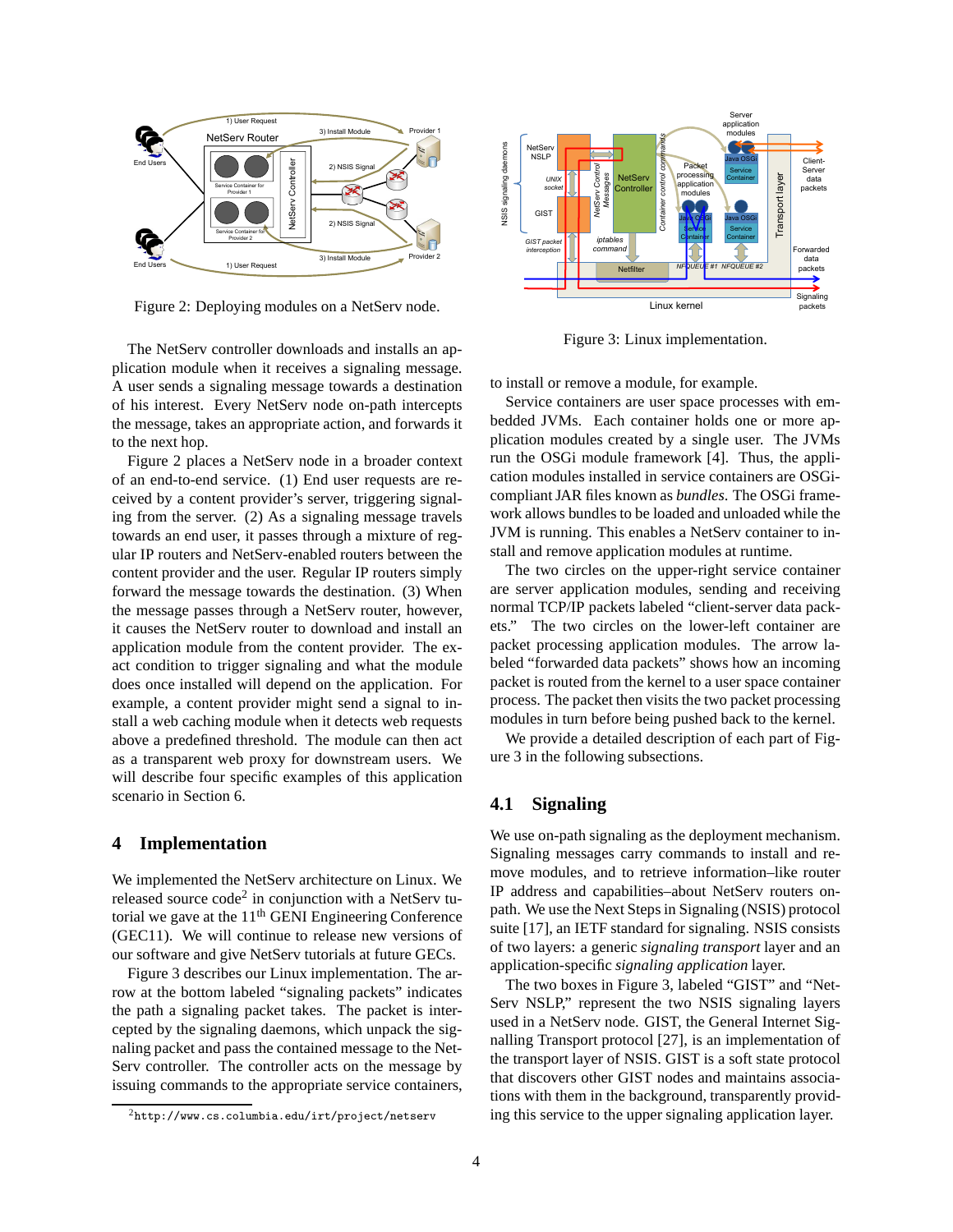Figure 2: Deploying modules on a NetServ node.

The NetServ controller downloads and installs an application module when it receives a signaling message. A user sends a signaling message towards a destination of his interest. Every NetServ node on-path intercepts the message, takes an appropriate action, and forwards it to the next hop.

Figure 2 places a NetServ node in a broader context of an end-to-end service. (1) End user requests are received by a content provider's server, triggering signaling from the server. (2) As a signaling message travels towards an end user, it passes through a mixture of regular IP routers and NetServ-enabled routers between the content provider and the user. Regular IP routers simply forward the message towards the destination. (3) When the message passes through a NetServ router, however, it causes the NetServ router to download and install an application module from the content provider. The exact condition to trigger signaling and what the module does once installed will depend on the application. For example, a content provider might send a signal to install a web caching module when it detects web requests above a predefined threshold. The module can then act as a transparent web proxy for downstream users. We will describe four specific examples of this application scenario in Section 6.

## 4 Implementation

We implemented the NetServ architecture on Linux. We released source code[2] in conjunction with a NetServ tutorial we gave at the 11th GENI Engineering Conference (GEC11). We will continue to release new versions of our software and give NetServ tutorials at future GECs.

Figure 3 describes our Linux implementation. The arrow at the bottom labeled "signaling packets" indicates the path a signaling packet takes. The packet is intercepted by the signaling daemons, which unpack the signaling packet and pass the contained message to the NetServ controller. The controller acts on the message by issuing commands to the appropriate service containers, to install or remove a module, for example.

[2] http://www.cs.columbia.edu/irt/project/netserv

Figure 3: Linux implementation.

Service containers are user space processes with embedded JVMs. Each container holds one or more application modules created by a single user. The JVMs run the OSGi module framework [4]. Thus, the application modules installed in service containers are OSGi-compliant JAR files known as *bundles*. The OSGi framework allows bundles to be loaded and unloaded while the JVM is running. This enables a NetServ container to install and remove application modules at runtime.

The two circles on the upper-right service container are server application modules, sending and receiving normal TCP/IP packets labeled "client-server data packets." The two circles on the lower-left container are packet processing application modules. The arrow labeled "forwarded data packets" shows how an incoming packet is routed from the kernel to a user space container process. The packet then visits the two packet processing modules in turn before being pushed back to the kernel.

We provide a detailed description of each part of Figure 3 in the following subsections.

### 4.1 Signaling

We use on-path signaling as the deployment mechanism. Signaling messages carry commands to install and remove modules, and to retrieve information–like router IP address and capabilities–about NetServ routers on-path. We use the Next Steps in Signaling (NSIS) protocol suite [17], an IETF standard for signaling. NSIS consists of two layers: a generic *signaling transport* layer and an application-specific *signaling application* layer.

The two boxes in Figure 3, labeled "GIST" and "NetServ NSLP," represent the two NSIS signaling layers used in a NetServ node. GIST, the General Internet Signaling Transport protocol [27], is an implementation of the transport layer of NSIS. GIST is a soft state protocol that discovers other GIST nodes and maintains associations with them in the background, transparently providing this service to the upper signaling application layer.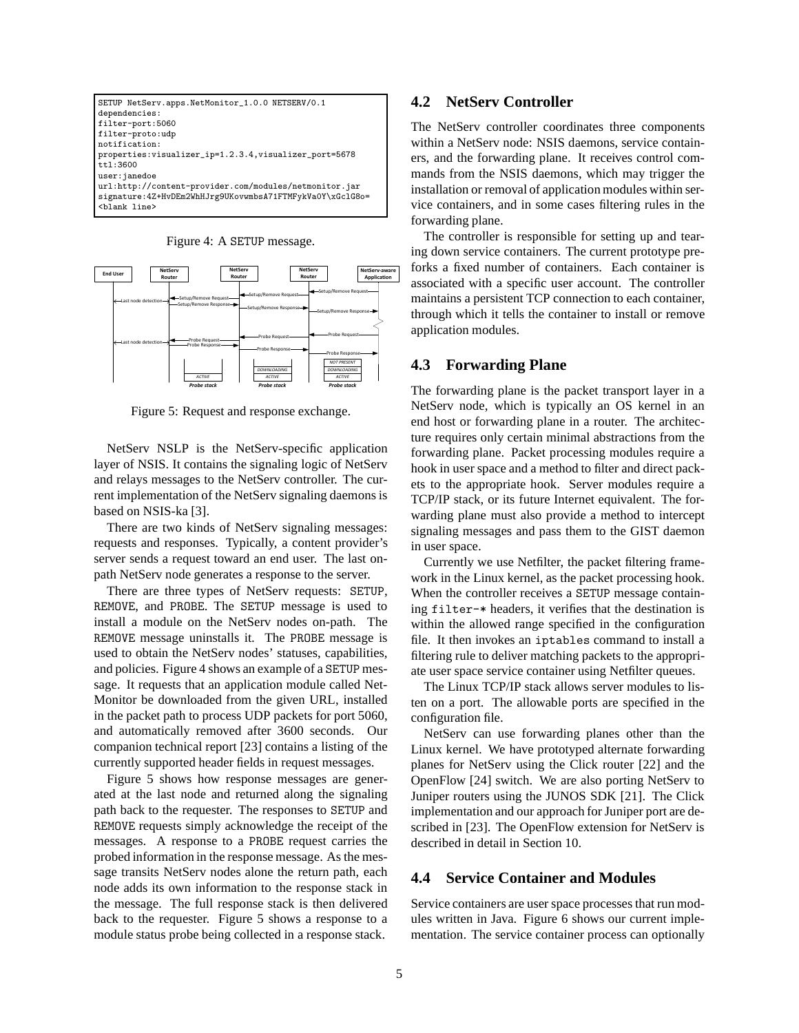```
SETUP NetServ.apps.NetMonitor_1.0.0 NETSERV/0.1
dependencies:
filter-port:5060
filter-proto:udp
notification:
properties:visualizer_ip=1.2.3.4,visualizer_port=5678
ttl:3600
user:janedoe
url:http://content-provider.com/modules/netmonitor.jar
signature:4Z+HvDEm2WhHJrg9UKovwmbsA71FTMFykVaOY\xGclG8o=
<blank line>
```

Figure 4: A SETUP message.

Figure 5: Request and response exchange.

NetServ NSLP is the NetServ-specific application layer of NSIS. It contains the signaling logic of NetServ and relays messages to the NetServ controller. The current implementation of the NetServ signaling daemons is based on NSIS-ka [3].

There are two kinds of NetServ signaling messages: requests and responses. Typically, a content provider's server sends a request toward an end user. The last on-path NetServ node generates a response to the server.

There are three types of NetServ requests: SETUP, REMOVE, and PROBE. The SETUP message is used to install a module on the NetServ nodes on-path. The REMOVE message uninstalls it. The PROBE message is used to obtain the NetServ nodes' statuses, capabilities, and policies. Figure 4 shows an example of a SETUP message. It requests that an application module called NetMonitor be downloaded from the given URL, installed in the packet path to process UDP packets for port 5060, and automatically removed after 3600 seconds. Our companion technical report [23] contains a listing of the currently supported header fields in request messages.

Figure 5 shows how response messages are generated at the last node and returned along the signaling path back to the requester. The responses to SETUP and REMOVE requests simply acknowledge the receipt of the messages. A response to a PROBE request carries the probed information in the response message. As the message transits NetServ nodes alone the return path, each node adds its own information to the response stack in the message. The full response stack is then delivered back to the requester. Figure 5 shows a response to a module status probe being collected in a response stack.

## 4.2 NetServ Controller

The NetServ controller coordinates three components within a NetServ node: NSIS daemons, service containers, and the forwarding plane. It receives control commands from the NSIS daemons, which may trigger the installation or removal of application modules within service containers, and in some cases filtering rules in the forwarding plane.

The controller is responsible for setting up and tearing down service containers. The current prototype preforks a fixed number of containers. Each container is associated with a specific user account. The controller maintains a persistent TCP connection to each container, through which it tells the container to install or remove application modules.

## 4.3 Forwarding Plane

The forwarding plane is the packet transport layer in a NetServ node, which is typically an OS kernel in an end host or forwarding plane in a router. The architecture requires only certain minimal abstractions from the forwarding plane. Packet processing modules require a hook in user space and a method to filter and direct packets to the appropriate hook. Server modules require a TCP/IP stack, or its future Internet equivalent. The forwarding plane must also provide a method to intercept signaling messages and pass them to the GIST daemon in user space.

Currently we use Netfilter, the packet filtering framework in the Linux kernel, as the packet processing hook. When the controller receives a SETUP message containing filter-* headers, it verifies that the destination is within the allowed range specified in the configuration file. It then invokes an iptables command to install a filtering rule to deliver matching packets to the appropriate user space service container using Netfilter queues.

The Linux TCP/IP stack allows server modules to listen on a port. The allowable ports are specified in the configuration file.

NetServ can use forwarding planes other than the Linux kernel. We have prototyped alternate forwarding planes for NetServ using the Click router [22] and the OpenFlow [24] switch. We are also porting NetServ to Juniper routers using the JUNOS SDK [21]. The Click implementation and our approach for Juniper port are described in [23]. The OpenFlow extension for NetServ is described in detail in Section 10.

## 4.4 Service Container and Modules

Service containers are user space processes that run modules written in Java. Figure 6 shows our current implementation. The service container process can optionally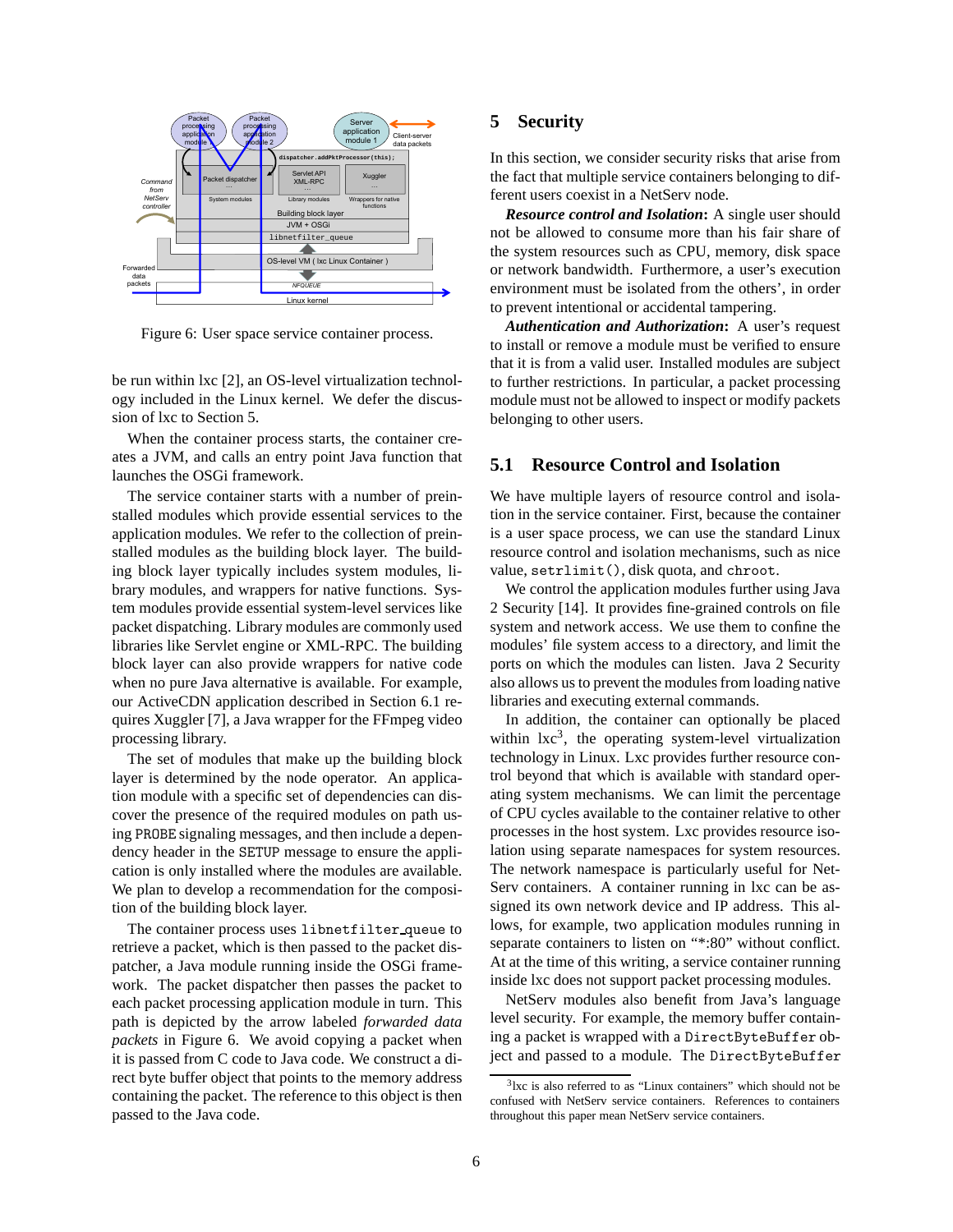Figure 6: User space service container process.

be run within lxc [2], an OS-level virtualization technology included in the Linux kernel. We defer the discussion of lxc to Section 5.

When the container process starts, the container creates a JVM, and calls an entry point Java function that launches the OSGi framework.

The service container starts with a number of preinstalled modules which provide essential services to the application modules. We refer to the collection of preinstalled modules as the building block layer. The building block layer typically includes system modules, library modules, and wrappers for native functions. System modules provide essential system-level services like packet dispatching. Library modules are commonly used libraries like Servlet engine or XML-RPC. The building block layer can also provide wrappers for native code when no pure Java alternative is available. For example, our ActiveCDN application described in Section 6.1 requires Xuggler [7], a Java wrapper for the FFmpeg video processing library.

The set of modules that make up the building block layer is determined by the node operator. An application module with a specific set of dependencies can discover the presence of the required modules on path using PROBE signaling messages, and then include a dependency header in the SETUP message to ensure the application is only installed where the modules are available. We plan to develop a recommendation for the composition of the building block layer.

The container process uses `libnetfilter_queue` to retrieve a packet, which is then passed to the packet dispatcher, a Java module running inside the OSGi framework. The packet dispatcher then passes the packet to each packet processing application module in turn. This path is depicted by the arrow labeled *forwarded data packets* in Figure 6. We avoid copying a packet when it is passed from C code to Java code. We construct a direct byte buffer object that points to the memory address containing the packet. The reference to this object is then passed to the Java code.

# 5 Security

In this section, we consider security risks that arise from the fact that multiple service containers belonging to different users coexist in a NetServ node.

***Resource control and Isolation*:** A single user should not be allowed to consume more than his fair share of the system resources such as CPU, memory, disk space or network bandwidth. Furthermore, a user's execution environment must be isolated from the others', in order to prevent intentional or accidental tampering.

***Authentication and Authorization*:** A user's request to install or remove a module must be verified to ensure that it is from a valid user. Installed modules are subject to further restrictions. In particular, a packet processing module must not be allowed to inspect or modify packets belonging to other users.

## 5.1 Resource Control and Isolation

We have multiple layers of resource control and isolation in the service container. First, because the container is a user space process, we can use the standard Linux resource control and isolation mechanisms, such as nice value, `setrlimit()`, disk quota, and `chroot`.

We control the application modules further using Java 2 Security [14]. It provides fine-grained controls on file system and network access. We use them to confine the modules' file system access to a directory, and limit the ports on which the modules can listen. Java 2 Security also allows us to prevent the modules from loading native libraries and executing external commands.

In addition, the container can optionally be placed within lxc[3], the operating system-level virtualization technology in Linux. Lxc provides further resource control beyond that which is available with standard operating system mechanisms. We can limit the percentage of CPU cycles available to the container relative to other processes in the host system. Lxc provides resource isolation using separate namespaces for system resources. The network namespace is particularly useful for NetServ containers. A container running in lxc can be assigned its own network device and IP address. This allows, for example, two application modules running in separate containers to listen on "*:80" without conflict. At at the time of this writing, a service container running inside lxc does not support packet processing modules.

NetServ modules also benefit from Java's language level security. For example, the memory buffer containing a packet is wrapped with a `DirectByteBuffer` object and passed to a module. The `DirectByteBuffer`

[3] lxc is also referred to as "Linux containers" which should not be confused with NetServ service containers. References to containers throughout this paper mean NetServ service containers.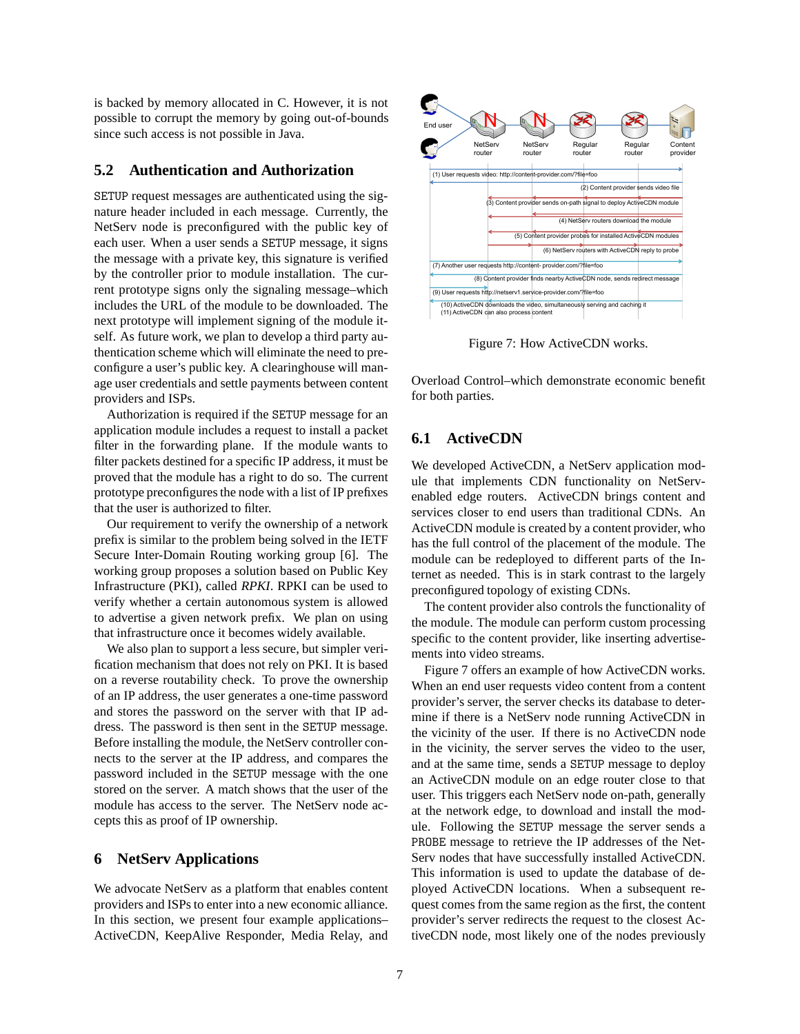is backed by memory allocated in C. However, it is not possible to corrupt the memory by going out-of-bounds since such access is not possible in Java.

## 5.2 Authentication and Authorization

SETUP request messages are authenticated using the signature header included in each message. Currently, the NetServ node is preconfigured with the public key of each user. When a user sends a SETUP message, it signs the message with a private key, this signature is verified by the controller prior to module installation. The current prototype signs only the signaling message–which includes the URL of the module to be downloaded. The next prototype will implement signing of the module itself. As future work, we plan to develop a third party authentication scheme which will eliminate the need to preconfigure a user's public key. A clearinghouse will manage user credentials and settle payments between content providers and ISPs.

Authorization is required if the SETUP message for an application module includes a request to install a packet filter in the forwarding plane. If the module wants to filter packets destined for a specific IP address, it must be proved that the module has a right to do so. The current prototype preconfigures the node with a list of IP prefixes that the user is authorized to filter.

Our requirement to verify the ownership of a network prefix is similar to the problem being solved in the IETF Secure Inter-Domain Routing working group [6]. The working group proposes a solution based on Public Key Infrastructure (PKI), called *RPKI*. RPKI can be used to verify whether a certain autonomous system is allowed to advertise a given network prefix. We plan on using that infrastructure once it becomes widely available.

We also plan to support a less secure, but simpler verification mechanism that does not rely on PKI. It is based on a reverse routability check. To prove the ownership of an IP address, the user generates a one-time password and stores the password on the server with that IP address. The password is then sent in the SETUP message. Before installing the module, the NetServ controller connects to the server at the IP address, and compares the password included in the SETUP message with the one stored on the server. A match shows that the user of the module has access to the server. The NetServ node accepts this as proof of IP ownership.

# 6 NetServ Applications

We advocate NetServ as a platform that enables content providers and ISPs to enter into a new economic alliance. In this section, we present four example applications–ActiveCDN, KeepAlive Responder, Media Relay, and Overload Control–which demonstrate economic benefit for both parties.

Figure 7: How ActiveCDN works.

## 6.1 ActiveCDN

We developed ActiveCDN, a NetServ application module that implements CDN functionality on NetServ-enabled edge routers. ActiveCDN brings content and services closer to end users than traditional CDNs. An ActiveCDN module is created by a content provider, who has the full control of the placement of the module. The module can be redeployed to different parts of the Internet as needed. This is in stark contrast to the largely preconfigured topology of existing CDNs.

The content provider also controls the functionality of the module. The module can perform custom processing specific to the content provider, like inserting advertisements into video streams.

Figure 7 offers an example of how ActiveCDN works. When an end user requests video content from a content provider's server, the server checks its database to determine if there is a NetServ node running ActiveCDN in the vicinity of the user. If there is no ActiveCDN node in the vicinity, the server serves the video to the user, and at the same time, sends a SETUP message to deploy an ActiveCDN module on an edge router close to that user. This triggers each NetServ node on-path, generally at the network edge, to download and install the module. Following the SETUP message the server sends a PROBE message to retrieve the IP addresses of the NetServ nodes that have successfully installed ActiveCDN. This information is used to update the database of deployed ActiveCDN locations. When a subsequent request comes from the same region as the first, the content provider's server redirects the request to the closest ActiveCDN node, most likely one of the nodes previously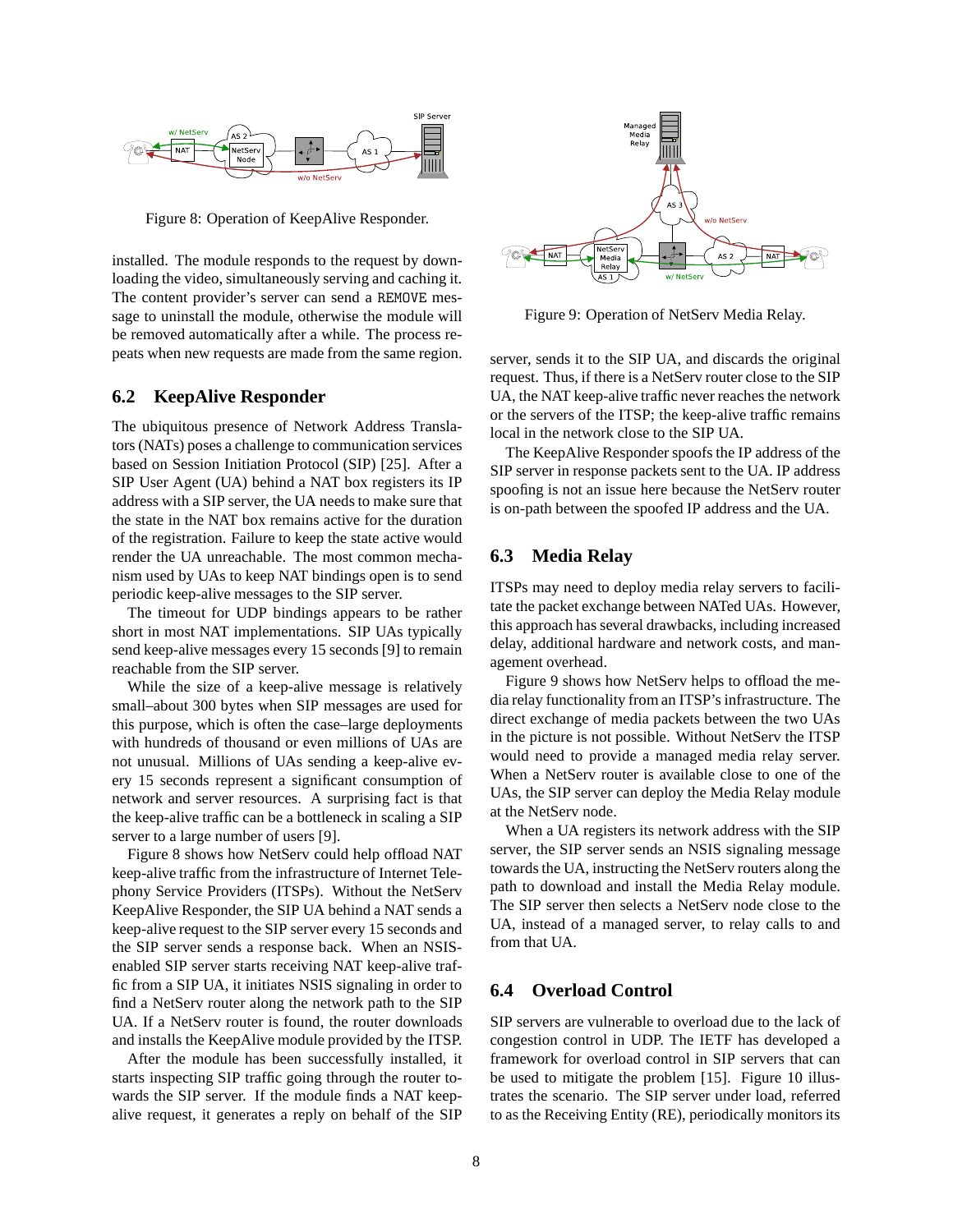Figure 8: Operation of KeepAlive Responder.

installed. The module responds to the request by downloading the video, simultaneously serving and caching it. The content provider's server can send a REMOVE message to uninstall the module, otherwise the module will be removed automatically after a while. The process repeats when new requests are made from the same region.

## 6.2 KeepAlive Responder

The ubiquitous presence of Network Address Translators (NATs) poses a challenge to communication services based on Session Initiation Protocol (SIP) [25]. After a SIP User Agent (UA) behind a NAT box registers its IP address with a SIP server, the UA needs to make sure that the state in the NAT box remains active for the duration of the registration. Failure to keep the state active would render the UA unreachable. The most common mechanism used by UAs to keep NAT bindings open is to send periodic keep-alive messages to the SIP server.

The timeout for UDP bindings appears to be rather short in most NAT implementations. SIP UAs typically send keep-alive messages every 15 seconds [9] to remain reachable from the SIP server.

While the size of a keep-alive message is relatively small–about 300 bytes when SIP messages are used for this purpose, which is often the case–large deployments with hundreds of thousand or even millions of UAs are not unusual. Millions of UAs sending a keep-alive every 15 seconds represent a significant consumption of network and server resources. A surprising fact is that the keep-alive traffic can be a bottleneck in scaling a SIP server to a large number of users [9].

Figure 8 shows how NetServ could help offload NAT keep-alive traffic from the infrastructure of Internet Telephony Service Providers (ITSPs). Without the NetServ KeepAlive Responder, the SIP UA behind a NAT sends a keep-alive request to the SIP server every 15 seconds and the SIP server sends a response back. When an NSIS-enabled SIP server starts receiving NAT keep-alive traffic from a SIP UA, it initiates NSIS signaling in order to find a NetServ router along the network path to the SIP UA. If a NetServ router is found, the router downloads and installs the KeepAlive module provided by the ITSP.

After the module has been successfully installed, it starts inspecting SIP traffic going through the router towards the SIP server. If the module finds a NAT keep-alive request, it generates a reply on behalf of the SIP server, sends it to the SIP UA, and discards the original request. Thus, if there is a NetServ router close to the SIP UA, the NAT keep-alive traffic never reaches the network or the servers of the ITSP; the keep-alive traffic remains local in the network close to the SIP UA.

The KeepAlive Responder spoofs the IP address of the SIP server in response packets sent to the UA. IP address spoofing is not an issue here because the NetServ router is on-path between the spoofed IP address and the UA.

Figure 9: Operation of NetServ Media Relay.

## 6.3 Media Relay

ITSPs may need to deploy media relay servers to facilitate the packet exchange between NATed UAs. However, this approach has several drawbacks, including increased delay, additional hardware and network costs, and management overhead.

Figure 9 shows how NetServ helps to offload the media relay functionality from an ITSP's infrastructure. The direct exchange of media packets between the two UAs in the picture is not possible. Without NetServ the ITSP would need to provide a managed media relay server. When a NetServ router is available close to one of the UAs, the SIP server can deploy the Media Relay module at the NetServ node.

When a UA registers its network address with the SIP server, the SIP server sends an NSIS signaling message towards the UA, instructing the NetServ routers along the path to download and install the Media Relay module. The SIP server then selects a NetServ node close to the UA, instead of a managed server, to relay calls to and from that UA.

## 6.4 Overload Control

SIP servers are vulnerable to overload due to the lack of congestion control in UDP. The IETF has developed a framework for overload control in SIP servers that can be used to mitigate the problem [15]. Figure 10 illustrates the scenario. The SIP server under load, referred to as the Receiving Entity (RE), periodically monitors its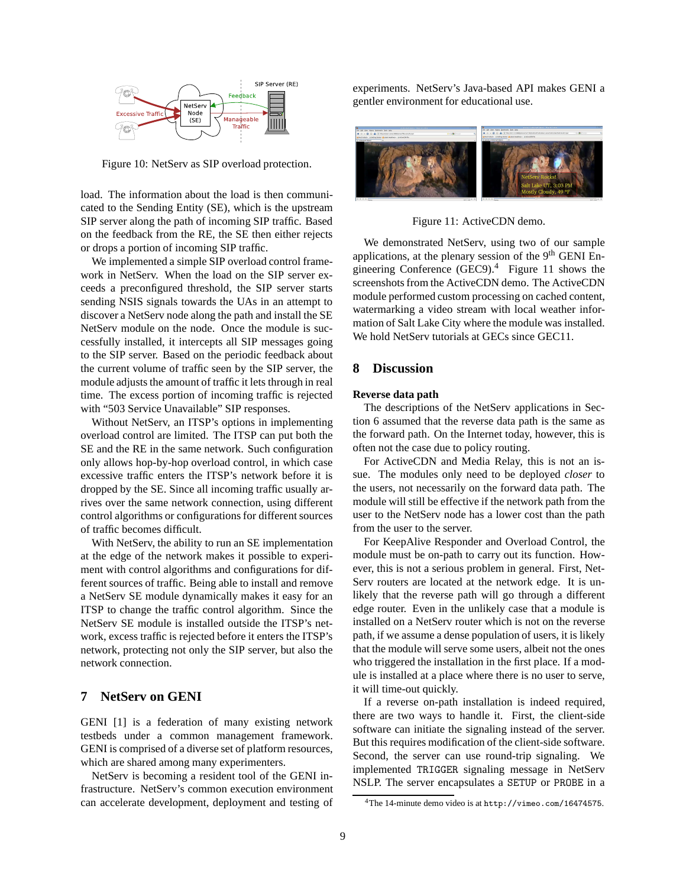Figure 10: NetServ as SIP overload protection.

load. The information about the load is then communicated to the Sending Entity (SE), which is the upstream SIP server along the path of incoming SIP traffic. Based on the feedback from the RE, the SE then either rejects or drops a portion of incoming SIP traffic.

We implemented a simple SIP overload control framework in NetServ. When the load on the SIP server exceeds a preconfigured threshold, the SIP server starts sending NSIS signals towards the UAs in an attempt to discover a NetServ node along the path and install the SE NetServ module on the node. Once the module is successfully installed, it intercepts all SIP messages going to the SIP server. Based on the periodic feedback about the current volume of traffic seen by the SIP server, the module adjusts the amount of traffic it lets through in real time. The excess portion of incoming traffic is rejected with "503 Service Unavailable" SIP responses.

Without NetServ, an ITSP's options in implementing overload control are limited. The ITSP can put both the SE and the RE in the same network. Such configuration only allows hop-by-hop overload control, in which case excessive traffic enters the ITSP's network before it is dropped by the SE. Since all incoming traffic usually arrives over the same network connection, using different control algorithms or configurations for different sources of traffic becomes difficult.

With NetServ, the ability to run an SE implementation at the edge of the network makes it possible to experiment with control algorithms and configurations for different sources of traffic. Being able to install and remove a NetServ SE module dynamically makes it easy for an ITSP to change the traffic control algorithm. Since the NetServ SE module is installed outside the ITSP's network, excess traffic is rejected before it enters the ITSP's network, protecting not only the SIP server, but also the network connection.

## 7 NetServ on GENI

GENI [1] is a federation of many existing network testbeds under a common management framework. GENI is comprised of a diverse set of platform resources, which are shared among many experimenters.

NetServ is becoming a resident tool of the GENI infrastructure. NetServ's common execution environment can accelerate development, deployment and testing of experiments. NetServ's Java-based API makes GENI a gentler environment for educational use.

Figure 11: ActiveCDN demo.

We demonstrated NetServ, using two of our sample applications, at the plenary session of the 9th GENI Engineering Conference (GEC9).[4] Figure 11 shows the screenshots from the ActiveCDN demo. The ActiveCDN module performed custom processing on cached content, watermarking a video stream with local weather information of Salt Lake City where the module was installed. We hold NetServ tutorials at GECs since GEC11.

## 8 Discussion

**Reverse data path**

The descriptions of the NetServ applications in Section 6 assumed that the reverse data path is the same as the forward path. On the Internet today, however, this is often not the case due to policy routing.

For ActiveCDN and Media Relay, this is not an issue. The modules only need to be deployed *closer* to the users, not necessarily on the forward data path. The module will still be effective if the network path from the user to the NetServ node has a lower cost than the path from the user to the server.

For KeepAlive Responder and Overload Control, the module must be on-path to carry out its function. However, this is not a serious problem in general. First, NetServ routers are located at the network edge. It is unlikely that the reverse path will go through a different edge router. Even in the unlikely case that a module is installed on a NetServ router which is not on the reverse path, if we assume a dense population of users, it is likely that the module will serve some users, albeit not the ones who triggered the installation in the first place. If a module is installed at a place where there is no user to serve, it will time-out quickly.

If a reverse on-path installation is indeed required, there are two ways to handle it. First, the client-side software can initiate the signaling instead of the server. But this requires modification of the client-side software. Second, the server can use round-trip signaling. We implemented `TRIGGER` signaling message in NetServ NSLP. The server encapsulates a `SETUP` or `PROBE` in a

[4] The 14-minute demo video is at `http://vimeo.com/16474575`.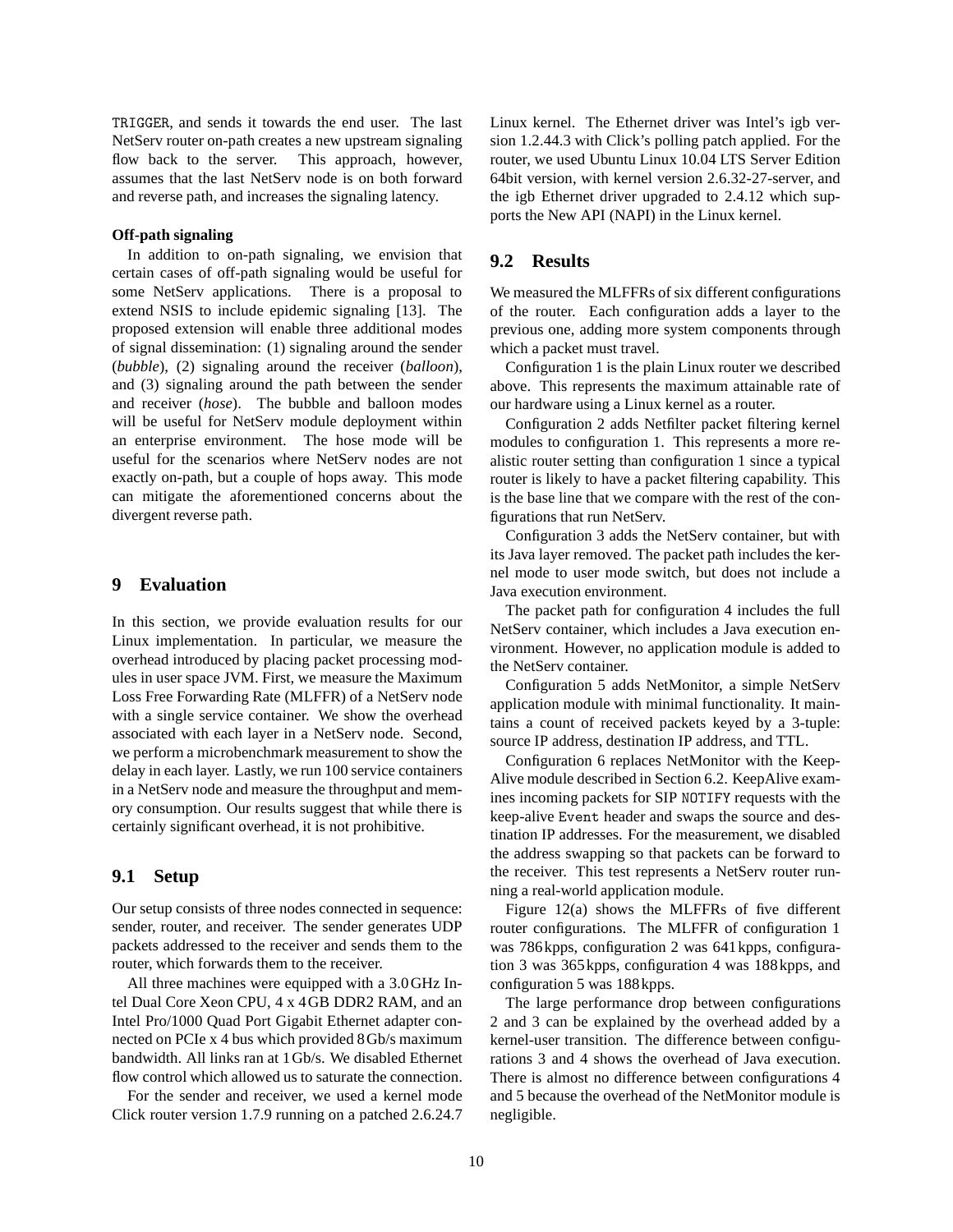TRIGGER, and sends it towards the end user. The last NetServ router on-path creates a new upstream signaling flow back to the server. This approach, however, assumes that the last NetServ node is on both forward and reverse path, and increases the signaling latency.

**Off-path signaling**

In addition to on-path signaling, we envision that certain cases of off-path signaling would be useful for some NetServ applications. There is a proposal to extend NSIS to include epidemic signaling [13]. The proposed extension will enable three additional modes of signal dissemination: (1) signaling around the sender (*bubble*), (2) signaling around the receiver (*balloon*), and (3) signaling around the path between the sender and receiver (*hose*). The bubble and balloon modes will be useful for NetServ module deployment within an enterprise environment. The hose mode will be useful for the scenarios where NetServ nodes are not exactly on-path, but a couple of hops away. This mode can mitigate the aforementioned concerns about the divergent reverse path.

## 9 Evaluation

In this section, we provide evaluation results for our Linux implementation. In particular, we measure the overhead introduced by placing packet processing modules in user space JVM. First, we measure the Maximum Loss Free Forwarding Rate (MLFFR) of a NetServ node with a single service container. We show the overhead associated with each layer in a NetServ node. Second, we perform a microbenchmark measurement to show the delay in each layer. Lastly, we run 100 service containers in a NetServ node and measure the throughput and memory consumption. Our results suggest that while there is certainly significant overhead, it is not prohibitive.

### 9.1 Setup

Our setup consists of three nodes connected in sequence: sender, router, and receiver. The sender generates UDP packets addressed to the receiver and sends them to the router, which forwards them to the receiver.

All three machines were equipped with a 3.0 GHz Intel Dual Core Xeon CPU, 4 x 4 GB DDR2 RAM, and an Intel Pro/1000 Quad Port Gigabit Ethernet adapter connected on PCIe x 4 bus which provided 8 Gb/s maximum bandwidth. All links ran at 1 Gb/s. We disabled Ethernet flow control which allowed us to saturate the connection.

For the sender and receiver, we used a kernel mode Click router version 1.7.9 running on a patched 2.6.24.7 Linux kernel. The Ethernet driver was Intel's igb version 1.2.44.3 with Click's polling patch applied. For the router, we used Ubuntu Linux 10.04 LTS Server Edition 64bit version, with kernel version 2.6.32-27-server, and the igb Ethernet driver upgraded to 2.4.12 which supports the New API (NAPI) in the Linux kernel.

### 9.2 Results

We measured the MLFFRs of six different configurations of the router. Each configuration adds a layer to the previous one, adding more system components through which a packet must travel.

Configuration 1 is the plain Linux router we described above. This represents the maximum attainable rate of our hardware using a Linux kernel as a router.

Configuration 2 adds Netfilter packet filtering kernel modules to configuration 1. This represents a more realistic router setting than configuration 1 since a typical router is likely to have a packet filtering capability. This is the base line that we compare with the rest of the configurations that run NetServ.

Configuration 3 adds the NetServ container, but with its Java layer removed. The packet path includes the kernel mode to user mode switch, but does not include a Java execution environment.

The packet path for configuration 4 includes the full NetServ container, which includes a Java execution environment. However, no application module is added to the NetServ container.

Configuration 5 adds NetMonitor, a simple NetServ application module with minimal functionality. It maintains a count of received packets keyed by a 3-tuple: source IP address, destination IP address, and TTL.

Configuration 6 replaces NetMonitor with the KeepAlive module described in Section 6.2. KeepAlive examines incoming packets for SIP NOTIFY requests with the keep-alive Event header and swaps the source and destination IP addresses. For the measurement, we disabled the address swapping so that packets can be forward to the receiver. This test represents a NetServ router running a real-world application module.

Figure 12(a) shows the MLFFRs of five different router configurations. The MLFFR of configuration 1 was 786 kpps, configuration 2 was 641 kpps, configuration 3 was 365 kpps, configuration 4 was 188 kpps, and configuration 5 was 188 kpps.

The large performance drop between configurations 2 and 3 can be explained by the overhead added by a kernel-user transition. The difference between configurations 3 and 4 shows the overhead of Java execution. There is almost no difference between configurations 4 and 5 because the overhead of the NetMonitor module is negligible.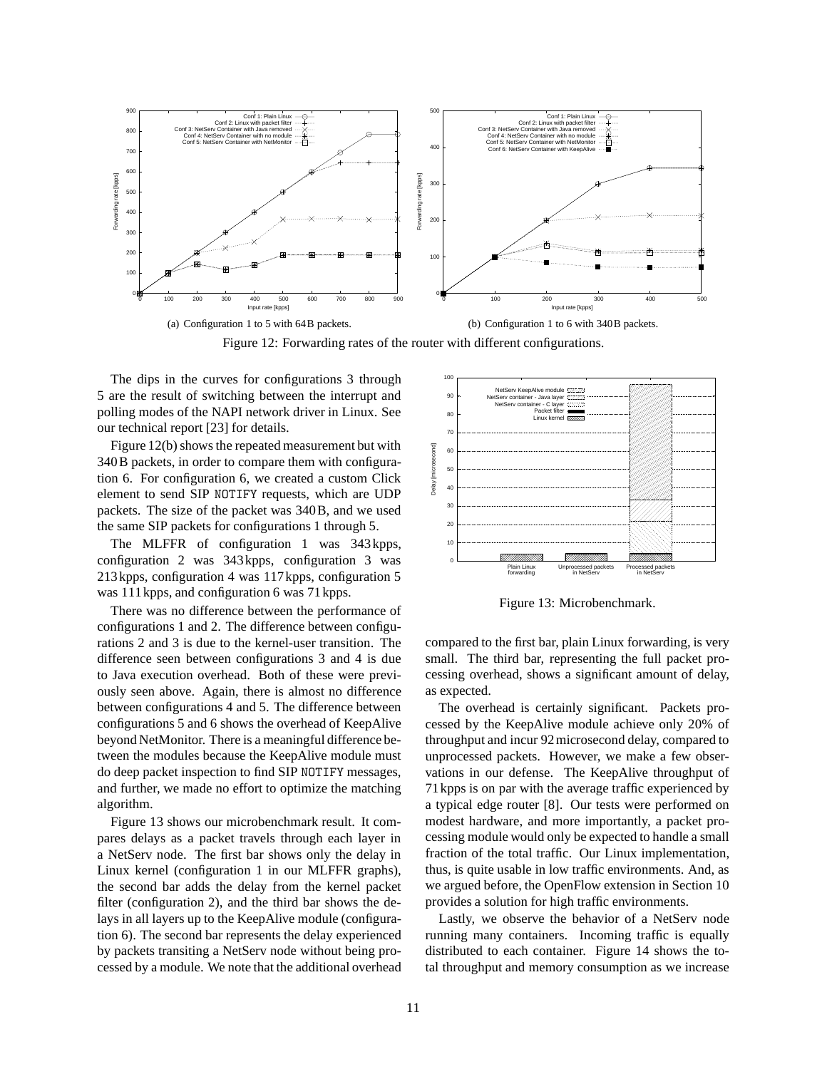(a) Configuration 1 to 5 with 64 B packets.

(b) Configuration 1 to 6 with 340 B packets.

Figure 12: Forwarding rates of the router with different configurations.

The dips in the curves for configurations 3 through 5 are the result of switching between the interrupt and polling modes of the NAPI network driver in Linux. See our technical report [23] for details.

Figure 12(b) shows the repeated measurement but with 340 B packets, in order to compare them with configuration 6. For configuration 6, we created a custom Click element to send SIP NOTIFY requests, which are UDP packets. The size of the packet was 340 B, and we used the same SIP packets for configurations 1 through 5.

The MLFFR of configuration 1 was 343 kpps, configuration 2 was 343 kpps, configuration 3 was 213 kpps, configuration 4 was 117 kpps, configuration 5 was 111 kpps, and configuration 6 was 71 kpps.

There was no difference between the performance of configurations 1 and 2. The difference between configurations 2 and 3 is due to the kernel-user transition. The difference seen between configurations 3 and 4 is due to Java execution overhead. Both of these were previously seen above. Again, there is almost no difference between configurations 4 and 5. The difference between configurations 5 and 6 shows the overhead of KeepAlive beyond NetMonitor. There is a meaningful difference between the modules because the KeepAlive module must do deep packet inspection to find SIP NOTIFY messages, and further, we made no effort to optimize the matching algorithm.

Figure 13 shows our microbenchmark result. It compares delays as a packet travels through each layer in a NetServ node. The first bar shows only the delay in Linux kernel (configuration 1 in our MLFFR graphs), the second bar adds the delay from the kernel packet filter (configuration 2), and the third bar shows the delays in all layers up to the KeepAlive module (configuration 6). The second bar represents the delay experienced by packets transiting a NetServ node without being processed by a module. We note that the additional overhead compared to the first bar, plain Linux forwarding, is very small. The third bar, representing the full packet processing overhead, shows a significant amount of delay, as expected.

Figure 13: Microbenchmark.

The overhead is certainly significant. Packets processed by the KeepAlive module achieve only 20% of throughput and incur 92 microsecond delay, compared to unprocessed packets. However, we make a few observations in our defense. The KeepAlive throughput of 71 kpps is on par with the average traffic experienced by a typical edge router [8]. Our tests were performed on modest hardware, and more importantly, a packet processing module would only be expected to handle a small fraction of the total traffic. Our Linux implementation, thus, is quite usable in low traffic environments. And, as we argued before, the OpenFlow extension in Section 10 provides a solution for high traffic environments.

Lastly, we observe the behavior of a NetServ node running many containers. Incoming traffic is equally distributed to each container. Figure 14 shows the total throughput and memory consumption as we increase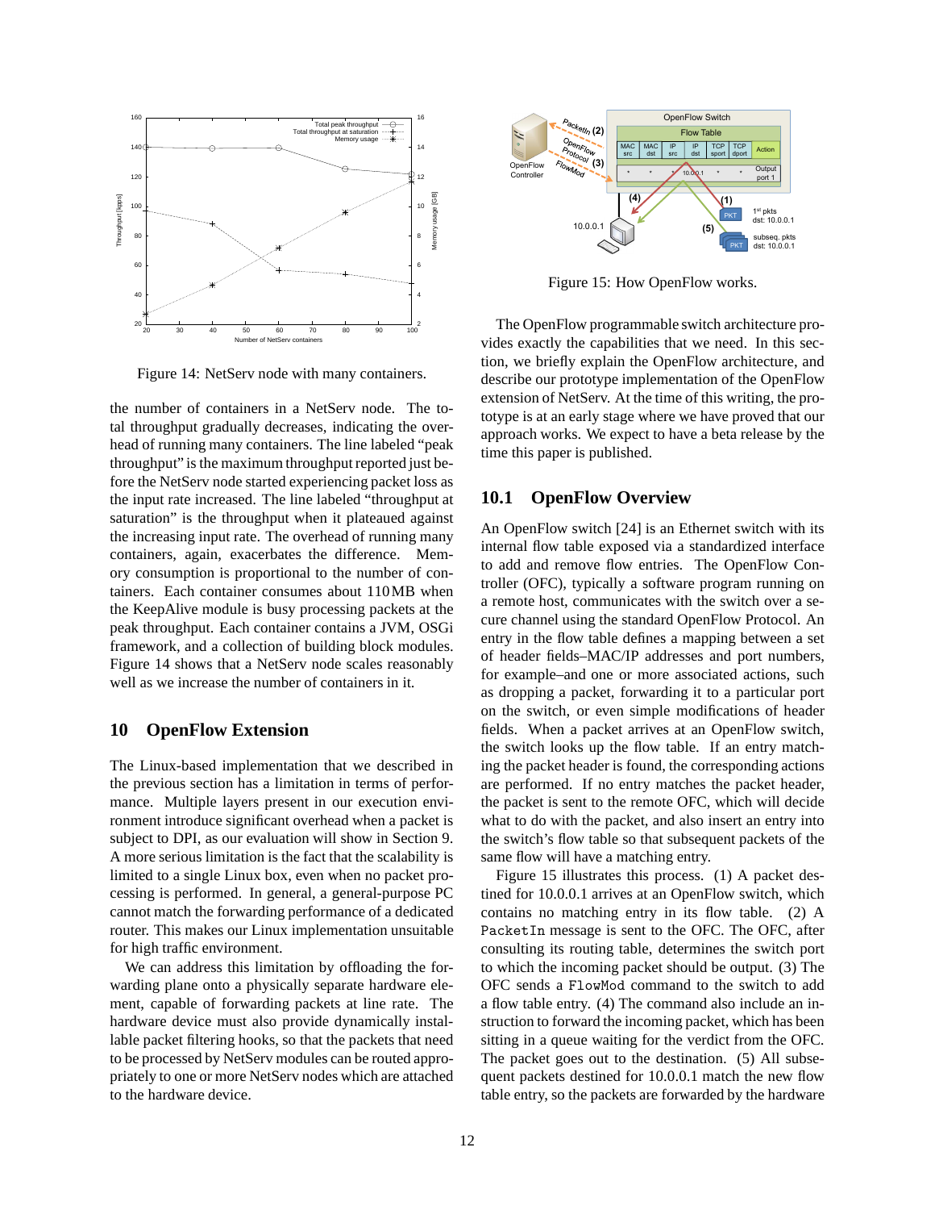Figure 14: NetServ node with many containers.

the number of containers in a NetServ node. The total throughput gradually decreases, indicating the overhead of running many containers. The line labeled "peak throughput" is the maximum throughput reported just before the NetServ node started experiencing packet loss as the input rate increased. The line labeled "throughput at saturation" is the throughput when it plateaued against the increasing input rate. The overhead of running many containers, again, exacerbates the difference. Memory consumption is proportional to the number of containers. Each container consumes about 110 MB when the KeepAlive module is busy processing packets at the peak throughput. Each container contains a JVM, OSGi framework, and a collection of building block modules. Figure 14 shows that a NetServ node scales reasonably well as we increase the number of containers in it.

## 10 OpenFlow Extension

The Linux-based implementation that we described in the previous section has a limitation in terms of performance. Multiple layers present in our execution environment introduce significant overhead when a packet is subject to DPI, as our evaluation will show in Section 9. A more serious limitation is the fact that the scalability is limited to a single Linux box, even when no packet processing is performed. In general, a general-purpose PC cannot match the forwarding performance of a dedicated router. This makes our Linux implementation unsuitable for high traffic environment.

We can address this limitation by offloading the forwarding plane onto a physically separate hardware element, capable of forwarding packets at line rate. The hardware device must also provide dynamically installable packet filtering hooks, so that the packets that need to be processed by NetServ modules can be routed appropriately to one or more NetServ nodes which are attached to the hardware device.

Figure 15: How OpenFlow works.

The OpenFlow programmable switch architecture provides exactly the capabilities that we need. In this section, we briefly explain the OpenFlow architecture, and describe our prototype implementation of the OpenFlow extension of NetServ. At the time of this writing, the prototype is at an early stage where we have proved that our approach works. We expect to have a beta release by the time this paper is published.

### 10.1 OpenFlow Overview

An OpenFlow switch [24] is an Ethernet switch with its internal flow table exposed via a standardized interface to add and remove flow entries. The OpenFlow Controller (OFC), typically a software program running on a remote host, communicates with the switch over a secure channel using the standard OpenFlow Protocol. An entry in the flow table defines a mapping between a set of header fields–MAC/IP addresses and port numbers, for example–and one or more associated actions, such as dropping a packet, forwarding it to a particular port on the switch, or even simple modifications of header fields. When a packet arrives at an OpenFlow switch, the switch looks up the flow table. If an entry matching the packet header is found, the corresponding actions are performed. If no entry matches the packet header, the packet is sent to the remote OFC, which will decide what to do with the packet, and also insert an entry into the switch's flow table so that subsequent packets of the same flow will have a matching entry.

Figure 15 illustrates this process. (1) A packet destined for 10.0.0.1 arrives at an OpenFlow switch, which contains no matching entry in its flow table. (2) A `PacketIn` message is sent to the OFC. The OFC, after consulting its routing table, determines the switch port to which the incoming packet should be output. (3) The OFC sends a `FlowMod` command to the switch to add a flow table entry. (4) The command also include an instruction to forward the incoming packet, which has been sitting in a queue waiting for the verdict from the OFC. The packet goes out to the destination. (5) All subsequent packets destined for 10.0.0.1 match the new flow table entry, so the packets are forwarded by the hardware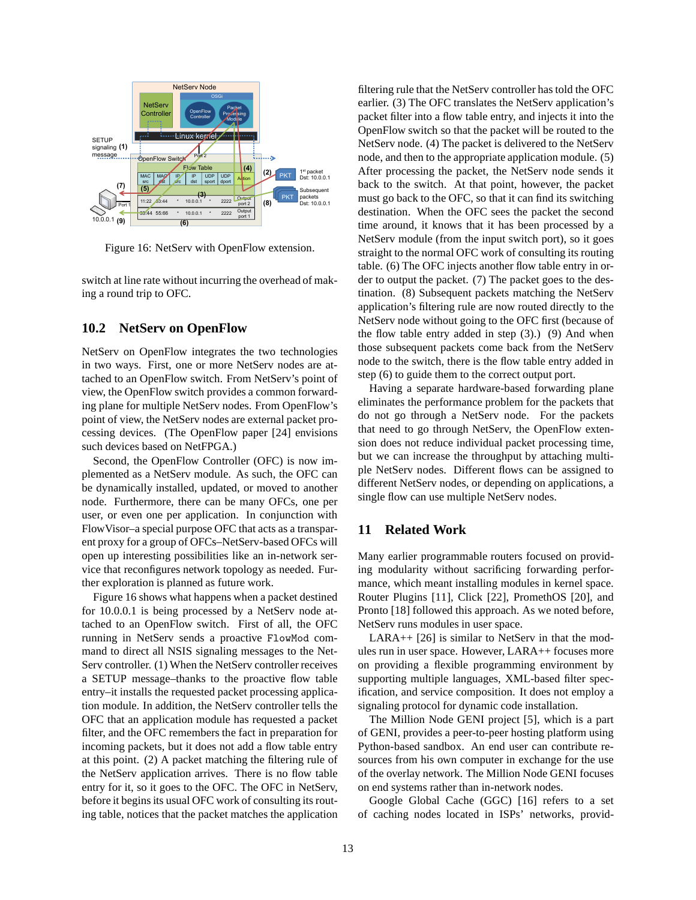Figure 16: NetServ with OpenFlow extension.

switch at line rate without incurring the overhead of making a round trip to OFC.

## 10.2 NetServ on OpenFlow

NetServ on OpenFlow integrates the two technologies in two ways. First, one or more NetServ nodes are attached to an OpenFlow switch. From NetServ's point of view, the OpenFlow switch provides a common forwarding plane for multiple NetServ nodes. From OpenFlow's point of view, the NetServ nodes are external packet processing devices. (The OpenFlow paper [24] envisions such devices based on NetFPGA.)

Second, the OpenFlow Controller (OFC) is now implemented as a NetServ module. As such, the OFC can be dynamically installed, updated, or moved to another node. Furthermore, there can be many OFCs, one per user, or even one per application. In conjunction with FlowVisor–a special purpose OFC that acts as a transparent proxy for a group of OFCs–NetServ-based OFCs will open up interesting possibilities like an in-network service that reconfigures network topology as needed. Further exploration is planned as future work.

Figure 16 shows what happens when a packet destined for 10.0.0.1 is being processed by a NetServ node attached to an OpenFlow switch. First of all, the OFC running in NetServ sends a proactive `FlowMod` command to direct all NSIS signaling messages to the NetServ controller. (1) When the NetServ controller receives a SETUP message–thanks to the proactive flow table entry–it installs the requested packet processing application module. In addition, the NetServ controller tells the OFC that an application module has requested a packet filter, and the OFC remembers the fact in preparation for incoming packets, but it does not add a flow table entry at this point. (2) A packet matching the filtering rule of the NetServ application arrives. There is no flow table entry for it, so it goes to the OFC. The OFC in NetServ, before it begins its usual OFC work of consulting its routing table, notices that the packet matches the application filtering rule that the NetServ controller has told the OFC earlier. (3) The OFC translates the NetServ application's packet filter into a flow table entry, and injects it into the OpenFlow switch so that the packet will be routed to the NetServ node. (4) The packet is delivered to the NetServ node, and then to the appropriate application module. (5) After processing the packet, the NetServ node sends it back to the switch. At that point, however, the packet must go back to the OFC, so that it can find its switching destination. When the OFC sees the packet the second time around, it knows that it has been processed by a NetServ module (from the input switch port), so it goes straight to the normal OFC work of consulting its routing table. (6) The OFC injects another flow table entry in order to output the packet. (7) The packet goes to the destination. (8) Subsequent packets matching the NetServ application's filtering rule are now routed directly to the NetServ node without going to the OFC first (because of the flow table entry added in step (3).) (9) And when those subsequent packets come back from the NetServ node to the switch, there is the flow table entry added in step (6) to guide them to the correct output port.

Having a separate hardware-based forwarding plane eliminates the performance problem for the packets that do not go through a NetServ node. For the packets that need to go through NetServ, the OpenFlow extension does not reduce individual packet processing time, but we can increase the throughput by attaching multiple NetServ nodes. Different flows can be assigned to different NetServ nodes, or depending on applications, a single flow can use multiple NetServ nodes.

# 11 Related Work

Many earlier programmable routers focused on providing modularity without sacrificing forwarding performance, which meant installing modules in kernel space. Router Plugins [11], Click [22], PromethOS [20], and Pronto [18] followed this approach. As we noted before, NetServ runs modules in user space.

LARA++ [26] is similar to NetServ in that the modules run in user space. However, LARA++ focuses more on providing a flexible programming environment by supporting multiple languages, XML-based filter specification, and service composition. It does not employ a signaling protocol for dynamic code installation.

The Million Node GENI project [5], which is a part of GENI, provides a peer-to-peer hosting platform using Python-based sandbox. An end user can contribute resources from his own computer in exchange for the use of the overlay network. The Million Node GENI focuses on end systems rather than in-network nodes.

Google Global Cache (GGC) [16] refers to a set of caching nodes located in ISPs' networks, provid-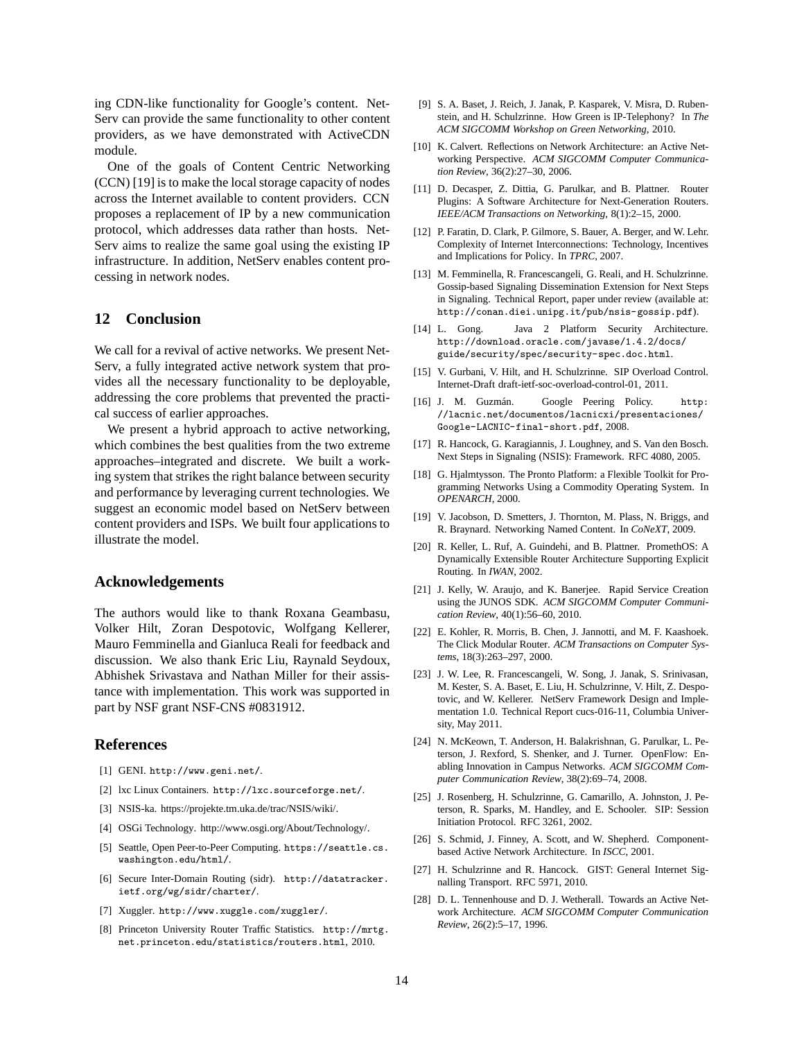ing CDN-like functionality for Google's content. NetServ can provide the same functionality to other content providers, as we have demonstrated with ActiveCDN module.

One of the goals of Content Centric Networking (CCN) [19] is to make the local storage capacity of nodes across the Internet available to content providers. CCN proposes a replacement of IP by a new communication protocol, which addresses data rather than hosts. NetServ aims to realize the same goal using the existing IP infrastructure. In addition, NetServ enables content processing in network nodes.

## 12 Conclusion

We call for a revival of active networks. We present NetServ, a fully integrated active network system that provides all the necessary functionality to be deployable, addressing the core problems that prevented the practical success of earlier approaches.

We present a hybrid approach to active networking, which combines the best qualities from the two extreme approaches–integrated and discrete. We built a working system that strikes the right balance between security and performance by leveraging current technologies. We suggest an economic model based on NetServ between content providers and ISPs. We built four applications to illustrate the model.

## Acknowledgements

The authors would like to thank Roxana Geambasu, Volker Hilt, Zoran Despotovic, Wolfgang Kellerer, Mauro Femminella and Gianluca Reali for feedback and discussion. We also thank Eric Liu, Raynald Seydoux, Abhishek Srivastava and Nathan Miller for their assistance with implementation. This work was supported in part by NSF grant NSF-CNS #0831912.

## References

[1] GENI. http://www.geni.net/.

[2] lxc Linux Containers. http://lxc.sourceforge.net/.

[3] NSIS-ka. https://projekte.tm.uka.de/trac/NSIS/wiki/.

[4] OSGi Technology. http://www.osgi.org/About/Technology/.

[5] Seattle, Open Peer-to-Peer Computing. https://seattle.cs.washington.edu/html/.

[6] Secure Inter-Domain Routing (sidr). http://datatracker.ietf.org/wg/sidr/charter/.

[7] Xuggler. http://www.xuggle.com/xuggler/.

[8] Princeton University Router Traffic Statistics. http://mrtg.net.princeton.edu/statistics/routers.html, 2010.

[9] S. A. Baset, J. Reich, J. Janak, P. Kasparek, V. Misra, D. Rubenstein, and H. Schulzrinne. How Green is IP-Telephony? In *The ACM SIGCOMM Workshop on Green Networking*, 2010.

[10] K. Calvert. Reflections on Network Architecture: an Active Networking Perspective. *ACM SIGCOMM Computer Communication Review*, 36(2):27–30, 2006.

[11] D. Decasper, Z. Dittia, G. Parulkar, and B. Plattner. Router Plugins: A Software Architecture for Next-Generation Routers. *IEEE/ACM Transactions on Networking*, 8(1):2–15, 2000.

[12] P. Faratin, D. Clark, P. Gilmore, S. Bauer, A. Berger, and W. Lehr. Complexity of Internet Interconnections: Technology, Incentives and Implications for Policy. In *TPRC*, 2007.

[13] M. Femminella, R. Francescangeli, G. Reali, and H. Schulzrinne. Gossip-based Signaling Dissemination Extension for Next Steps in Signaling. Technical Report, paper under review (available at: http://conan.diei.unipg.it/pub/nsis-gossip.pdf).

[14] L. Gong. Java 2 Platform Security Architecture. http://download.oracle.com/javase/1.4.2/docs/guide/security/spec/security-spec.doc.html.

[15] V. Gurbani, V. Hilt, and H. Schulzrinne. SIP Overload Control. Internet-Draft draft-ietf-soc-overload-control-01, 2011.

[16] J. M. Guzmán. Google Peering Policy. http://lacnic.net/documentos/lacnicxi/presentaciones/Google-LACNIC-final-short.pdf, 2008.

[17] R. Hancock, G. Karagiannis, J. Loughney, and S. Van den Bosch. Next Steps in Signaling (NSIS): Framework. RFC 4080, 2005.

[18] G. Hjalmtysson. The Pronto Platform: a Flexible Toolkit for Programming Networks Using a Commodity Operating System. In *OPENARCH*, 2000.

[19] V. Jacobson, D. Smetters, J. Thornton, M. Plass, N. Briggs, and R. Braynard. Networking Named Content. In *CoNeXT*, 2009.

[20] R. Keller, L. Ruf, A. Guindehi, and B. Plattner. PromethOS: A Dynamically Extensible Router Architecture Supporting Explicit Routing. In *IWAN*, 2002.

[21] J. Kelly, W. Araujo, and K. Banerjee. Rapid Service Creation using the JUNOS SDK. *ACM SIGCOMM Computer Communication Review*, 40(1):56–60, 2010.

[22] E. Kohler, R. Morris, B. Chen, J. Jannotti, and M. F. Kaashoek. The Click Modular Router. *ACM Transactions on Computer Systems*, 18(3):263–297, 2000.

[23] J. W. Lee, R. Francescangeli, W. Song, J. Janak, S. Srinivasan, M. Kester, S. A. Baset, E. Liu, H. Schulzrinne, V. Hilt, Z. Despotovic, and W. Kellerer. NetServ Framework Design and Implementation 1.0. Technical Report cucs-016-11, Columbia University, May 2011.

[24] N. McKeown, T. Anderson, H. Balakrishnan, G. Parulkar, L. Peterson, J. Rexford, S. Shenker, and J. Turner. OpenFlow: Enabling Innovation in Campus Networks. *ACM SIGCOMM Computer Communication Review*, 38(2):69–74, 2008.

[25] J. Rosenberg, H. Schulzrinne, G. Camarillo, A. Johnston, J. Peterson, R. Sparks, M. Handley, and E. Schooler. SIP: Session Initiation Protocol. RFC 3261, 2002.

[26] S. Schmid, J. Finney, A. Scott, and W. Shepherd. Component-based Active Network Architecture. In *ISCC*, 2001.

[27] H. Schulzrinne and R. Hancock. GIST: General Internet Signalling Transport. RFC 5971, 2010.

[28] D. L. Tennenhouse and D. J. Wetherall. Towards an Active Network Architecture. *ACM SIGCOMM Computer Communication Review*, 26(2):5–17, 1996.